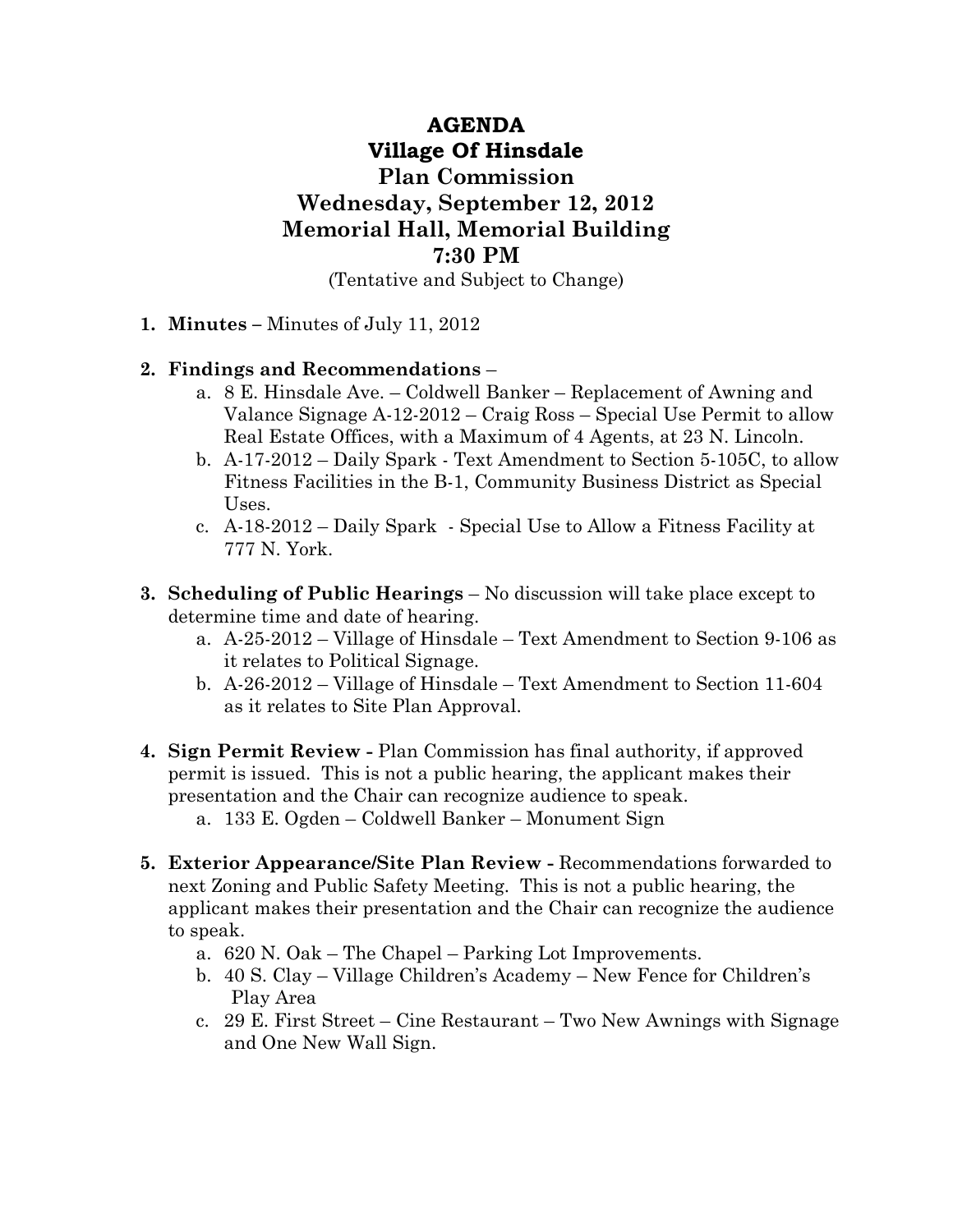# AGENDA
# Village Of Hinsdale
# Plan Commission
# Wednesday, September 12, 2012
# Memorial Hall, Memorial Building
# 7:30 PM

(Tentative and Subject to Change)

1. **Minutes –** Minutes of July 11, 2012

2. **Findings and Recommendations** –
   a. 8 E. Hinsdale Ave. – Coldwell Banker – Replacement of Awning and Valance Signage A-12-2012 – Craig Ross – Special Use Permit to allow Real Estate Offices, with a Maximum of 4 Agents, at 23 N. Lincoln.
   b. A-17-2012 – Daily Spark - Text Amendment to Section 5-105C, to allow Fitness Facilities in the B-1, Community Business District as Special Uses.
   c. A-18-2012 – Daily Spark - Special Use to Allow a Fitness Facility at 777 N. York.

3. **Scheduling of Public Hearings** – No discussion will take place except to determine time and date of hearing.
   a. A-25-2012 – Village of Hinsdale – Text Amendment to Section 9-106 as it relates to Political Signage.
   b. A-26-2012 – Village of Hinsdale – Text Amendment to Section 11-604 as it relates to Site Plan Approval.

4. **Sign Permit Review -** Plan Commission has final authority, if approved permit is issued. This is not a public hearing, the applicant makes their presentation and the Chair can recognize audience to speak.
   a. 133 E. Ogden – Coldwell Banker – Monument Sign

5. **Exterior Appearance/Site Plan Review -** Recommendations forwarded to next Zoning and Public Safety Meeting. This is not a public hearing, the applicant makes their presentation and the Chair can recognize the audience to speak.
   a. 620 N. Oak – The Chapel – Parking Lot Improvements.
   b. 40 S. Clay – Village Children's Academy – New Fence for Children's Play Area
   c. 29 E. First Street – Cine Restaurant – Two New Awnings with Signage and One New Wall Sign.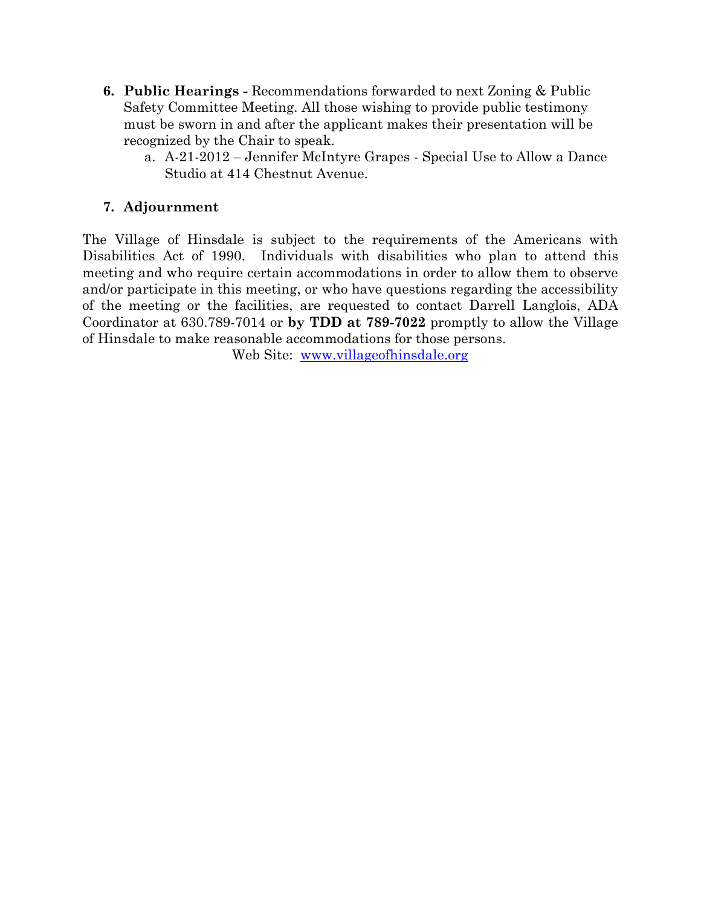6. **Public Hearings -** Recommendations forwarded to next Zoning & Public Safety Committee Meeting. All those wishing to provide public testimony must be sworn in and after the applicant makes their presentation will be recognized by the Chair to speak.
    a. A-21-2012 – Jennifer McIntyre Grapes - Special Use to Allow a Dance Studio at 414 Chestnut Avenue.

7. **Adjournment**

The Village of Hinsdale is subject to the requirements of the Americans with Disabilities Act of 1990. Individuals with disabilities who plan to attend this meeting and who require certain accommodations in order to allow them to observe and/or participate in this meeting, or who have questions regarding the accessibility of the meeting or the facilities, are requested to contact Darrell Langlois, ADA Coordinator at 630.789-7014 or **by TDD at 789-7022** promptly to allow the Village of Hinsdale to make reasonable accommodations for those persons.

Web Site: www.villageofhinsdale.org